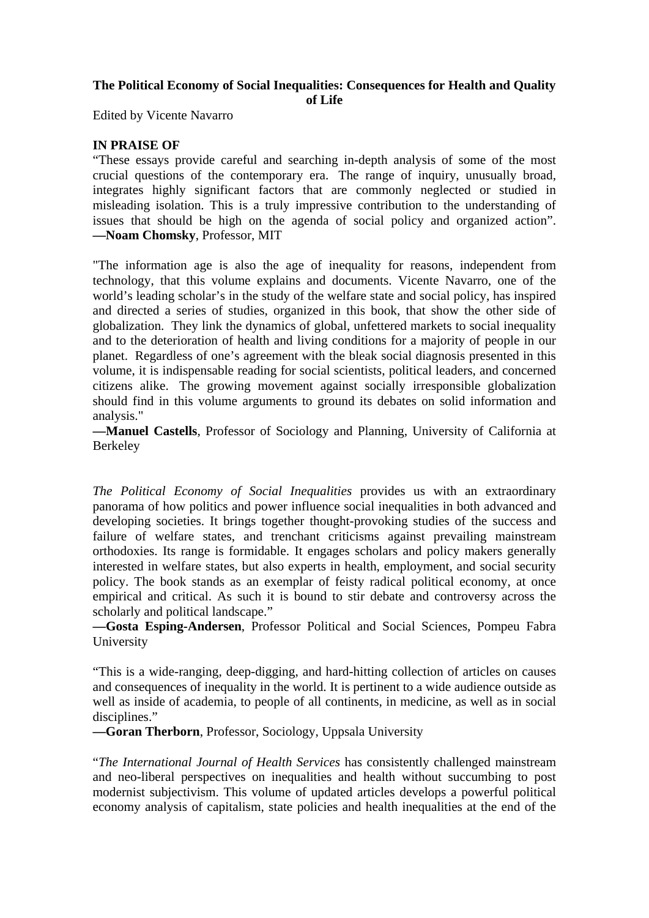**The Political Economy of Social Inequalities: Consequences for Health and Quality of Life**

Edited by Vicente Navarro

**IN PRAISE OF**

"These essays provide careful and searching in-depth analysis of some of the most crucial questions of the contemporary era. The range of inquiry, unusually broad, integrates highly significant factors that are commonly neglected or studied in misleading isolation. This is a truly impressive contribution to the understanding of issues that should be high on the agenda of social policy and organized action".
**—Noam Chomsky**, Professor, MIT

"The information age is also the age of inequality for reasons, independent from technology, that this volume explains and documents. Vicente Navarro, one of the world's leading scholar's in the study of the welfare state and social policy, has inspired and directed a series of studies, organized in this book, that show the other side of globalization. They link the dynamics of global, unfettered markets to social inequality and to the deterioration of health and living conditions for a majority of people in our planet. Regardless of one's agreement with the bleak social diagnosis presented in this volume, it is indispensable reading for social scientists, political leaders, and concerned citizens alike. The growing movement against socially irresponsible globalization should find in this volume arguments to ground its debates on solid information and analysis."
**—Manuel Castells**, Professor of Sociology and Planning, University of California at Berkeley

*The Political Economy of Social Inequalities* provides us with an extraordinary panorama of how politics and power influence social inequalities in both advanced and developing societies. It brings together thought-provoking studies of the success and failure of welfare states, and trenchant criticisms against prevailing mainstream orthodoxies. Its range is formidable. It engages scholars and policy makers generally interested in welfare states, but also experts in health, employment, and social security policy. The book stands as an exemplar of feisty radical political economy, at once empirical and critical. As such it is bound to stir debate and controversy across the scholarly and political landscape."
**—Gosta Esping-Andersen**, Professor Political and Social Sciences, Pompeu Fabra University

"This is a wide-ranging, deep-digging, and hard-hitting collection of articles on causes and consequences of inequality in the world. It is pertinent to a wide audience outside as well as inside of academia, to people of all continents, in medicine, as well as in social disciplines."
**—Goran Therborn**, Professor, Sociology, Uppsala University

"*The International Journal of Health Services* has consistently challenged mainstream and neo-liberal perspectives on inequalities and health without succumbing to post modernist subjectivism. This volume of updated articles develops a powerful political economy analysis of capitalism, state policies and health inequalities at the end of the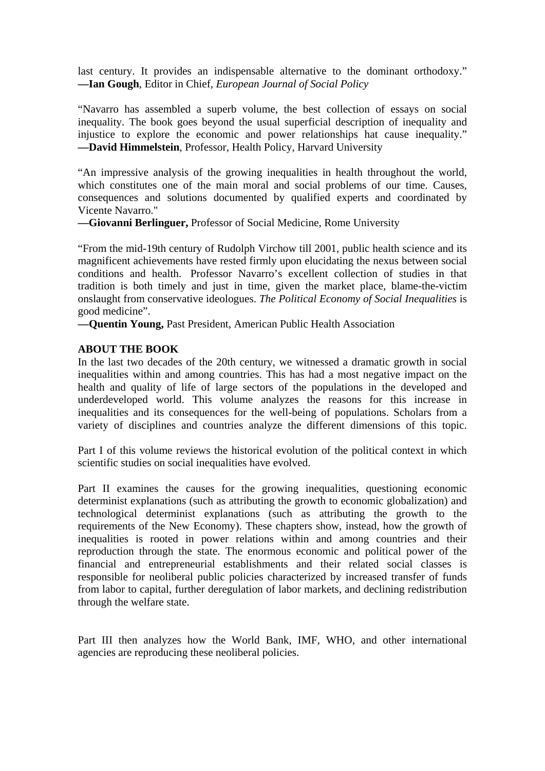last century. It provides an indispensable alternative to the dominant orthodoxy."
**—Ian Gough**, Editor in Chief, *European Journal of Social Policy*

"Navarro has assembled a superb volume, the best collection of essays on social inequality. The book goes beyond the usual superficial description of inequality and injustice to explore the economic and power relationships hat cause inequality."
**—David Himmelstein**, Professor, Health Policy, Harvard University

"An impressive analysis of the growing inequalities in health throughout the world, which constitutes one of the main moral and social problems of our time. Causes, consequences and solutions documented by qualified experts and coordinated by Vicente Navarro."
**—Giovanni Berlinguer,** Professor of Social Medicine, Rome University

"From the mid-19th century of Rudolph Virchow till 2001, public health science and its magnificent achievements have rested firmly upon elucidating the nexus between social conditions and health. Professor Navarro's excellent collection of studies in that tradition is both timely and just in time, given the market place, blame-the-victim onslaught from conservative ideologues. *The Political Economy of Social Inequalities* is good medicine".
**—Quentin Young,** Past President, American Public Health Association

**ABOUT THE BOOK**

In the last two decades of the 20th century, we witnessed a dramatic growth in social inequalities within and among countries. This has had a most negative impact on the health and quality of life of large sectors of the populations in the developed and underdeveloped world. This volume analyzes the reasons for this increase in inequalities and its consequences for the well-being of populations. Scholars from a variety of disciplines and countries analyze the different dimensions of this topic.

Part I of this volume reviews the historical evolution of the political context in which scientific studies on social inequalities have evolved.

Part II examines the causes for the growing inequalities, questioning economic determinist explanations (such as attributing the growth to economic globalization) and technological determinist explanations (such as attributing the growth to the requirements of the New Economy). These chapters show, instead, how the growth of inequalities is rooted in power relations within and among countries and their reproduction through the state. The enormous economic and political power of the financial and entrepreneurial establishments and their related social classes is responsible for neoliberal public policies characterized by increased transfer of funds from labor to capital, further deregulation of labor markets, and declining redistribution through the welfare state.

Part III then analyzes how the World Bank, IMF, WHO, and other international agencies are reproducing these neoliberal policies.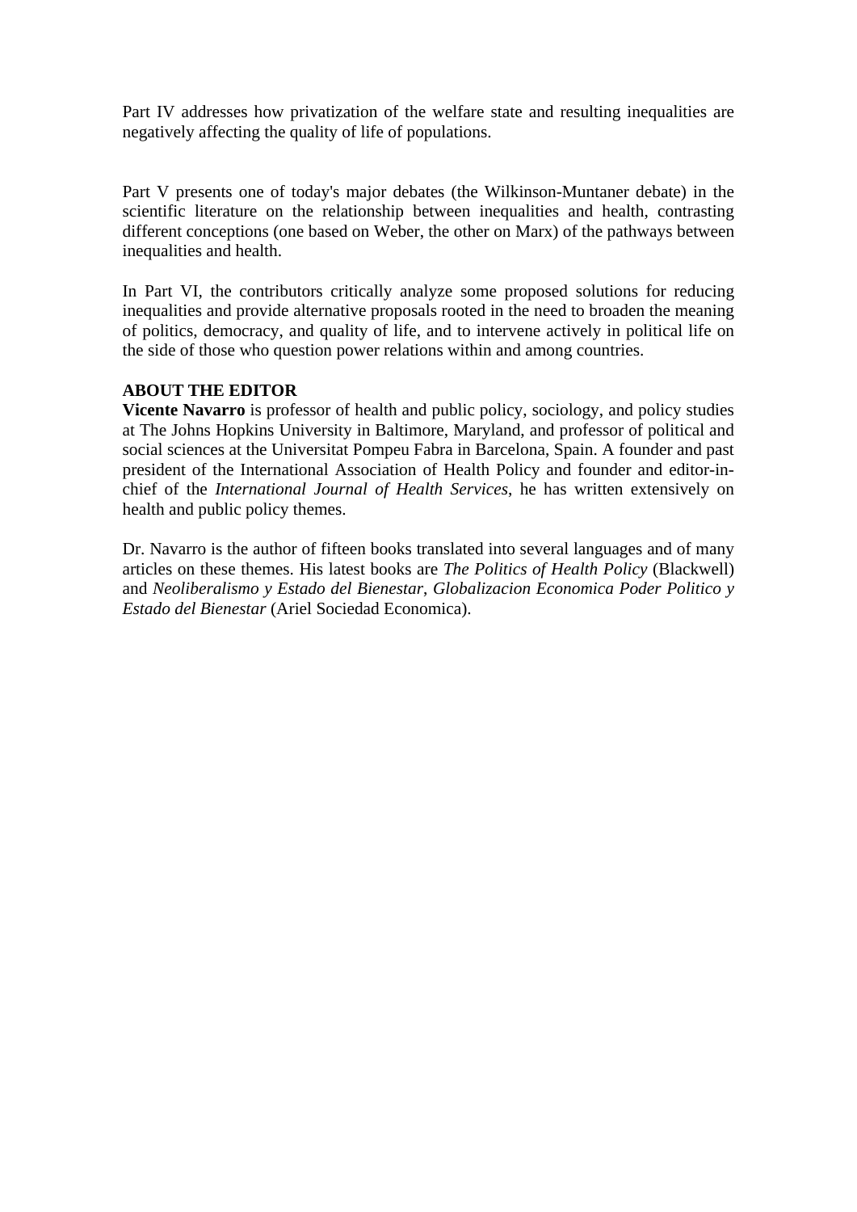Part IV addresses how privatization of the welfare state and resulting inequalities are negatively affecting the quality of life of populations.

Part V presents one of today's major debates (the Wilkinson-Muntaner debate) in the scientific literature on the relationship between inequalities and health, contrasting different conceptions (one based on Weber, the other on Marx) of the pathways between inequalities and health.

In Part VI, the contributors critically analyze some proposed solutions for reducing inequalities and provide alternative proposals rooted in the need to broaden the meaning of politics, democracy, and quality of life, and to intervene actively in political life on the side of those who question power relations within and among countries.

**ABOUT THE EDITOR**

**Vicente Navarro** is professor of health and public policy, sociology, and policy studies at The Johns Hopkins University in Baltimore, Maryland, and professor of political and social sciences at the Universitat Pompeu Fabra in Barcelona, Spain. A founder and past president of the International Association of Health Policy and founder and editor-in-chief of the *International Journal of Health Services*, he has written extensively on health and public policy themes.

Dr. Navarro is the author of fifteen books translated into several languages and of many articles on these themes. His latest books are *The Politics of Health Policy* (Blackwell) and *Neoliberalismo y Estado del Bienestar*, *Globalizacion Economica Poder Politico y Estado del Bienestar* (Ariel Sociedad Economica).